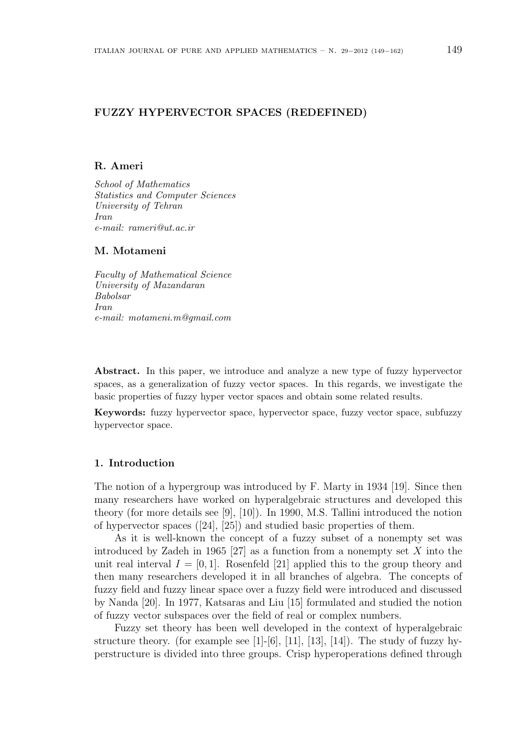# FUZZY HYPERVECTOR SPACES (REDEFINED)

**R. Ameri**

*School of Mathematics*
*Statistics and Computer Sciences*
*University of Tehran*
*Iran*
*e-mail: rameri@ut.ac.ir*

**M. Motameni**

*Faculty of Mathematical Science*
*University of Mazandaran*
*Babolsar*
*Iran*
*e-mail: motameni.m@gmail.com*

**Abstract.** In this paper, we introduce and analyze a new type of fuzzy hypervector spaces, as a generalization of fuzzy vector spaces. In this regards, we investigate the basic properties of fuzzy hyper vector spaces and obtain some related results.

**Keywords:** fuzzy hypervector space, hypervector space, fuzzy vector space, subfuzzy hypervector space.

## 1. Introduction

The notion of a hypergroup was introduced by F. Marty in 1934 [19]. Since then many researchers have worked on hyperalgebraic structures and developed this theory (for more details see [9], [10]). In 1990, M.S. Tallini introduced the notion of hypervector spaces ([24], [25]) and studied basic properties of them.

As it is well-known the concept of a fuzzy subset of a nonempty set was introduced by Zadeh in 1965 [27] as a function from a nonempty set $X$ into the unit real interval $I = [0, 1]$. Rosenfeld [21] applied this to the group theory and then many researchers developed it in all branches of algebra. The concepts of fuzzy field and fuzzy linear space over a fuzzy field were introduced and discussed by Nanda [20]. In 1977, Katsaras and Liu [15] formulated and studied the notion of fuzzy vector subspaces over the field of real or complex numbers.

Fuzzy set theory has been well developed in the context of hyperalgebraic structure theory. (for example see [1]-[6], [11], [13], [14]). The study of fuzzy hyperstructure is divided into three groups. Crisp hyperoperations defined through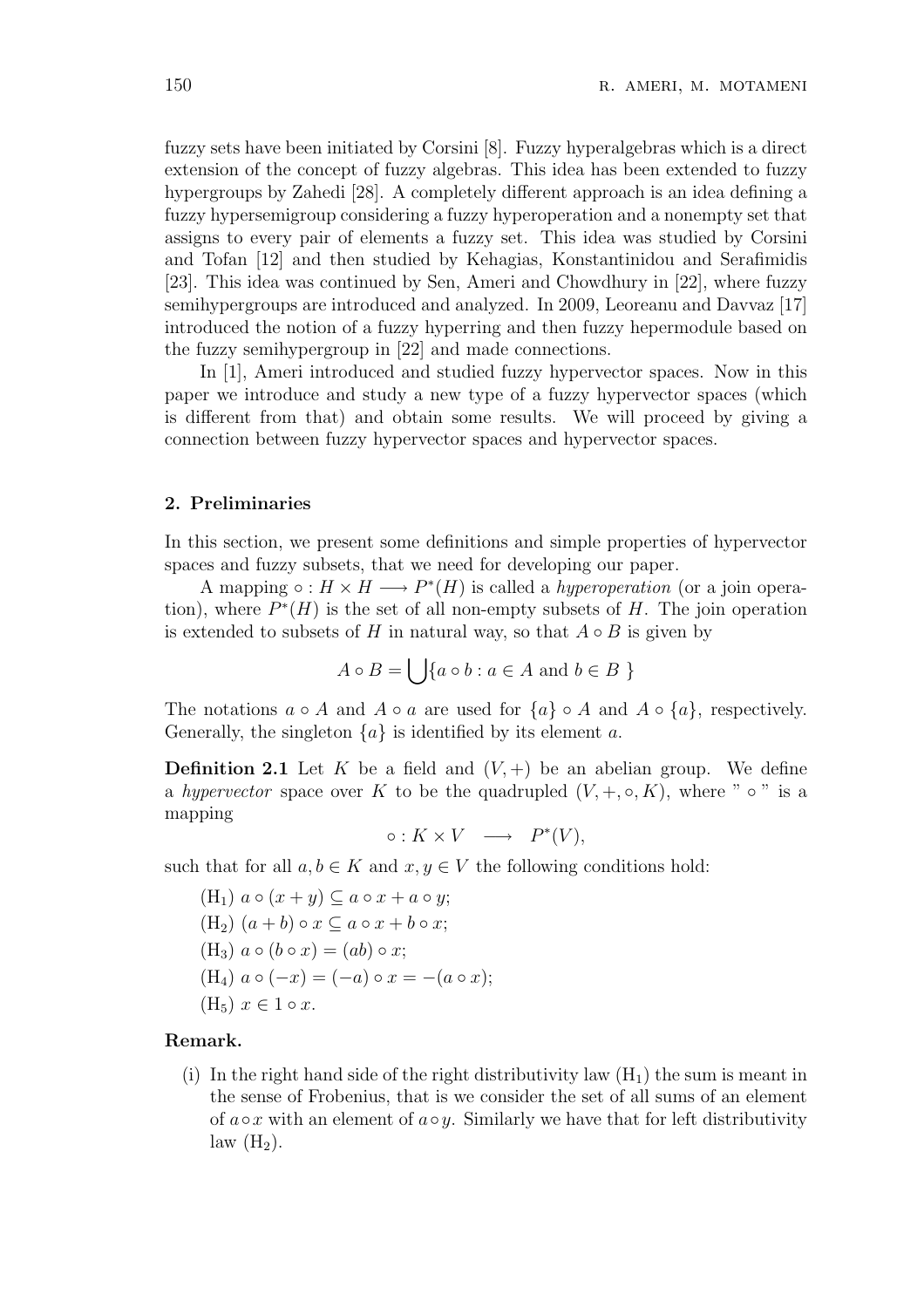fuzzy sets have been initiated by Corsini [8]. Fuzzy hyperalgebras which is a direct extension of the concept of fuzzy algebras. This idea has been extended to fuzzy hypergroups by Zahedi [28]. A completely different approach is an idea defining a fuzzy hypersemigroup considering a fuzzy hyperoperation and a nonempty set that assigns to every pair of elements a fuzzy set. This idea was studied by Corsini and Tofan [12] and then studied by Kehagias, Konstantinidou and Serafimidis [23]. This idea was continued by Sen, Ameri and Chowdhury in [22], where fuzzy semihypergroups are introduced and analyzed. In 2009, Leoreanu and Davvaz [17] introduced the notion of a fuzzy hyperring and then fuzzy hepermodule based on the fuzzy semihypergroup in [22] and made connections.

In [1], Ameri introduced and studied fuzzy hypervector spaces. Now in this paper we introduce and study a new type of a fuzzy hypervector spaces (which is different from that) and obtain some results. We will proceed by giving a connection between fuzzy hypervector spaces and hypervector spaces.

## 2. Preliminaries

In this section, we present some definitions and simple properties of hypervector spaces and fuzzy subsets, that we need for developing our paper.

A mapping $\circ : H \times H \longrightarrow P^*(H)$ is called a *hyperoperation* (or a join operation), where $P^*(H)$ is the set of all non-empty subsets of $H$. The join operation is extended to subsets of $H$ in natural way, so that $A \circ B$ is given by

$$A \circ B = \bigcup \{a \circ b : a \in A \text{ and } b \in B\ \}$$

The notations $a \circ A$ and $A \circ a$ are used for $\{a\} \circ A$ and $A \circ \{a\}$, respectively. Generally, the singleton $\{a\}$ is identified by its element $a$.

**Definition 2.1** Let $K$ be a field and $(V, +)$ be an abelian group. We define a *hypervector* space over $K$ to be the quadrupled $(V, +, \circ, K)$, where " $\circ$ " is a mapping

$$\circ : K \times V \quad \longrightarrow \quad P^*(V),$$

such that for all $a, b \in K$ and $x, y \in V$ the following conditions hold:

($H_1$) $a \circ (x + y) \subseteq a \circ x + a \circ y$;

($H_2$) $(a + b) \circ x \subseteq a \circ x + b \circ x$;

($H_3$) $a \circ (b \circ x) = (ab) \circ x$;

($H_4$) $a \circ (-x) = (-a) \circ x = -(a \circ x)$;

($H_5$) $x \in 1 \circ x$.

**Remark.**

(i) In the right hand side of the right distributivity law ($H_1$) the sum is meant in the sense of Frobenius, that is we consider the set of all sums of an element of $a \circ x$ with an element of $a \circ y$. Similarly we have that for left distributivity law ($H_2$).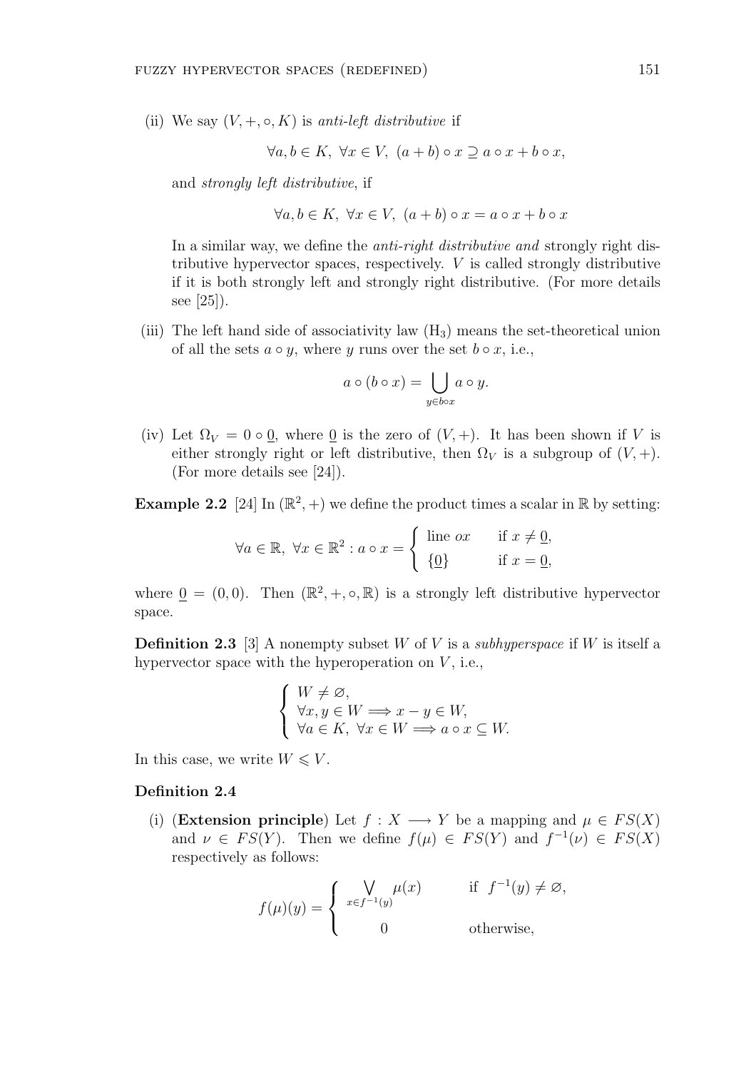(ii) We say $(V, +, \circ, K)$ is *anti-left distributive* if

$$\forall a, b \in K,\ \forall x \in V,\ (a+b)\circ x \supseteq a\circ x + b\circ x,$$

and *strongly left distributive*, if

$$\forall a, b \in K,\ \forall x \in V,\ (a+b)\circ x = a\circ x + b\circ x$$

In a similar way, we define the *anti-right distributive and* strongly right distributive hypervector spaces, respectively. $V$ is called strongly distributive if it is both strongly left and strongly right distributive. (For more details see [25]).

(iii) The left hand side of associativity law $(H_3)$ means the set-theoretical union of all the sets $a\circ y$, where $y$ runs over the set $b\circ x$, i.e.,

$$a\circ(b\circ x) = \bigcup_{y\in b\circ x} a\circ y.$$

(iv) Let $\Omega_V = 0\circ \underline{0}$, where $\underline{0}$ is the zero of $(V, +)$. It has been shown if $V$ is either strongly right or left distributive, then $\Omega_V$ is a subgroup of $(V, +)$. (For more details see [24]).

**Example 2.2** [24] In $(\mathbb{R}^2, +)$ we define the product times a scalar in $\mathbb{R}$ by setting:

$$\forall a \in \mathbb{R},\ \forall x \in \mathbb{R}^2 : a\circ x = \begin{cases} \text{line } ox & \text{if } x \neq \underline{0}, \\ \{\underline{0}\} & \text{if } x = \underline{0}, \end{cases}$$

where $\underline{0} = (0, 0)$. Then $(\mathbb{R}^2, +, \circ, \mathbb{R})$ is a strongly left distributive hypervector space.

**Definition 2.3** [3] A nonempty subset $W$ of $V$ is a *subhyperspace* if $W$ is itself a hypervector space with the hyperoperation on $V$, i.e.,

$$\begin{cases} W \neq \varnothing, \\ \forall x, y \in W \Longrightarrow x - y \in W, \\ \forall a \in K,\ \forall x \in W \Longrightarrow a\circ x \subseteq W. \end{cases}$$

In this case, we write $W \leqslant V$.

**Definition 2.4**

(i) (**Extension principle**) Let $f : X \longrightarrow Y$ be a mapping and $\mu \in FS(X)$ and $\nu \in FS(Y)$. Then we define $f(\mu) \in FS(Y)$ and $f^{-1}(\nu) \in FS(X)$ respectively as follows:

$$f(\mu)(y) = \begin{cases} \bigvee\limits_{x\in f^{-1}(y)} \mu(x) & \text{if } f^{-1}(y) \neq \varnothing, \\ 0 & \text{otherwise,} \end{cases}$$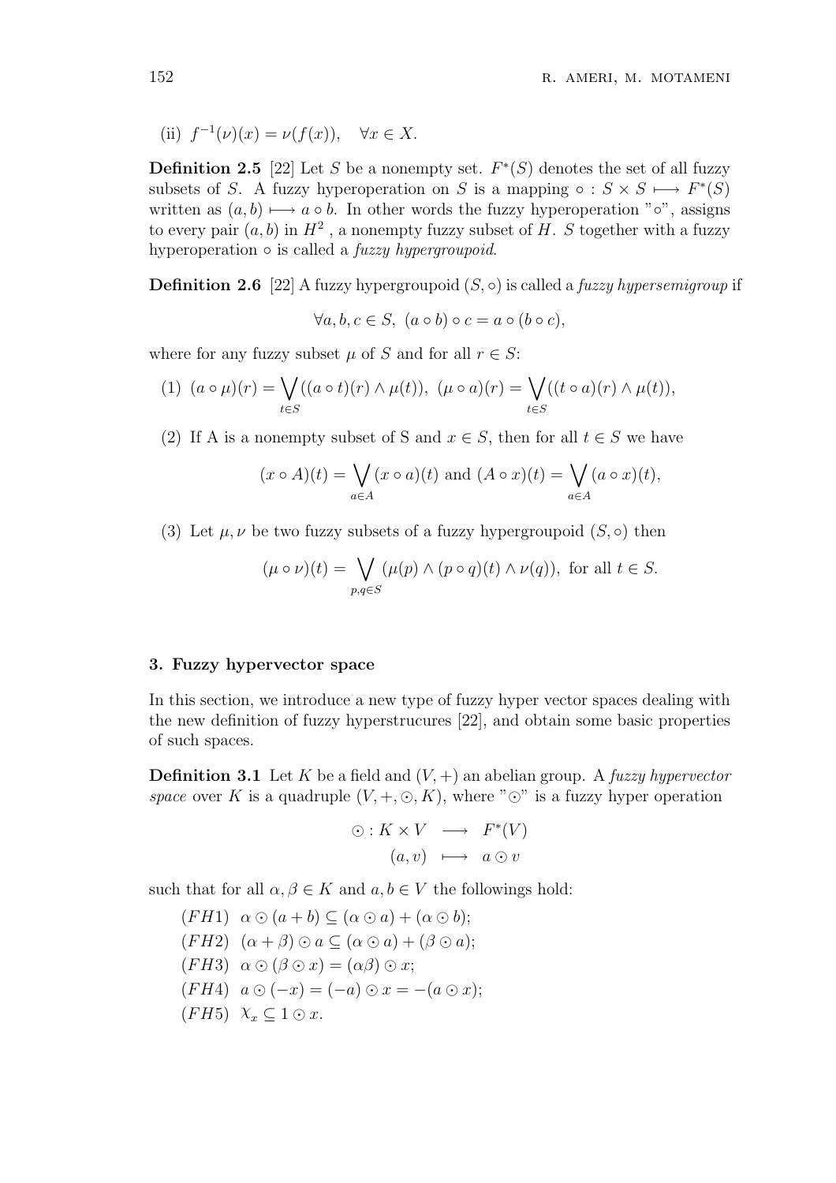(ii) $f^{-1}(\nu)(x) = \nu(f(x)), \quad \forall x \in X.$

**Definition 2.5** [22] Let $S$ be a nonempty set. $F^*(S)$ denotes the set of all fuzzy subsets of $S$. A fuzzy hyperoperation on $S$ is a mapping $\circ : S \times S \longmapsto F^*(S)$ written as $(a, b) \longmapsto a \circ b$. In other words the fuzzy hyperoperation "$\circ$", assigns to every pair $(a, b)$ in $H^2$ , a nonempty fuzzy subset of $H$. $S$ together with a fuzzy hyperoperation $\circ$ is called a *fuzzy hypergroupoid*.

**Definition 2.6** [22] A fuzzy hypergroupoid $(S, \circ)$ is called a *fuzzy hypersemigroup* if

$$\forall a, b, c \in S, \ (a \circ b) \circ c = a \circ (b \circ c),$$

where for any fuzzy subset $\mu$ of $S$ and for all $r \in S$:

(1) $(a \circ \mu)(r) = \bigvee_{t \in S}((a \circ t)(r) \wedge \mu(t)), \ (\mu \circ a)(r) = \bigvee_{t \in S}((t \circ a)(r) \wedge \mu(t)),$

(2) If A is a nonempty subset of S and $x \in S$, then for all $t \in S$ we have

$$(x \circ A)(t) = \bigvee_{a \in A}(x \circ a)(t) \text{ and } (A \circ x)(t) = \bigvee_{a \in A}(a \circ x)(t),$$

(3) Let $\mu, \nu$ be two fuzzy subsets of a fuzzy hypergroupoid $(S, \circ)$ then

$$(\mu \circ \nu)(t) = \bigvee_{p,q \in S}(\mu(p) \wedge (p \circ q)(t) \wedge \nu(q)), \text{ for all } t \in S.$$

## 3. Fuzzy hypervector space

In this section, we introduce a new type of fuzzy hyper vector spaces dealing with the new definition of fuzzy hyperstrucures [22], and obtain some basic properties of such spaces.

**Definition 3.1** Let $K$ be a field and $(V, +)$ an abelian group. A *fuzzy hypervector space* over $K$ is a quadruple $(V, +, \odot, K)$, where "$\odot$" is a fuzzy hyper operation

$$\begin{aligned} \odot : K \times V \ &\longrightarrow \ F^*(V) \\ (a, v) \ &\longmapsto \ a \odot v \end{aligned}$$

such that for all $\alpha, \beta \in K$ and $a, b \in V$ the followings hold:

$(FH1)$ $\alpha \odot (a + b) \subseteq (\alpha \odot a) + (\alpha \odot b)$;

$(FH2)$ $(\alpha + \beta) \odot a \subseteq (\alpha \odot a) + (\beta \odot a)$;

$(FH3)$ $\alpha \odot (\beta \odot x) = (\alpha\beta) \odot x$;

$(FH4)$ $a \odot (-x) = (-a) \odot x = -(a \odot x)$;

$(FH5)$ $\chi_x \subseteq 1 \odot x$.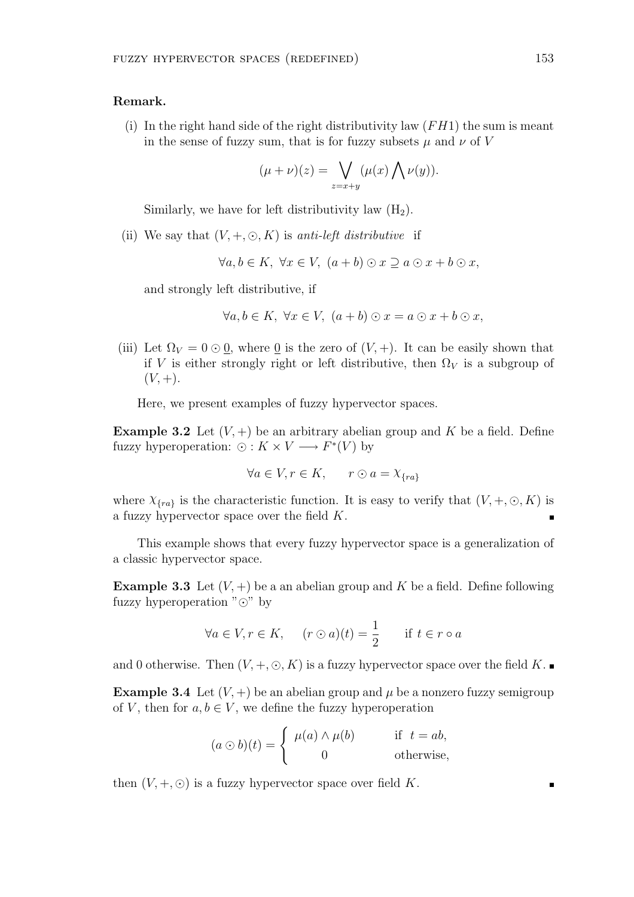**Remark.**

(i) In the right hand side of the right distributivity law $(FH1)$ the sum is meant in the sense of fuzzy sum, that is for fuzzy subsets $\mu$ and $\nu$ of $V$

$$(\mu + \nu)(z) = \bigvee_{z=x+y} (\mu(x) \bigwedge \nu(y)).$$

Similarly, we have for left distributivity law $(H_2)$.

(ii) We say that $(V, +, \odot, K)$ is *anti-left distributive* if

$$\forall a, b \in K,\ \forall x \in V,\ (a + b) \odot x \supseteq a \odot x + b \odot x,$$

and strongly left distributive, if

$$\forall a, b \in K,\ \forall x \in V,\ (a + b) \odot x = a \odot x + b \odot x,$$

(iii) Let $\Omega_V = 0 \odot \underline{0}$, where $\underline{0}$ is the zero of $(V, +)$. It can be easily shown that if $V$ is either strongly right or left distributive, then $\Omega_V$ is a subgroup of $(V, +)$.

Here, we present examples of fuzzy hypervector spaces.

**Example 3.2** Let $(V, +)$ be an arbitrary abelian group and $K$ be a field. Define fuzzy hyperoperation: $\odot : K \times V \longrightarrow F^*(V)$ by

$$\forall a \in V, r \in K, \qquad r \odot a = \chi_{\{ra\}}$$

where $\chi_{\{ra\}}$ is the characteristic function. It is easy to verify that $(V, +, \odot, K)$ is a fuzzy hypervector space over the field $K$. ∎

This example shows that every fuzzy hypervector space is a generalization of a classic hypervector space.

**Example 3.3** Let $(V, +)$ be a an abelian group and $K$ be a field. Define following fuzzy hyperoperation "$\odot$" by

$$\forall a \in V, r \in K, \quad (r \odot a)(t) = \frac{1}{2} \qquad \text{if } t \in r \circ a$$

and 0 otherwise. Then $(V, +, \odot, K)$ is a fuzzy hypervector space over the field $K$. ∎

**Example 3.4** Let $(V, +)$ be an abelian group and $\mu$ be a nonzero fuzzy semigroup of $V$, then for $a, b \in V$, we define the fuzzy hyperoperation

$$(a \odot b)(t) = \begin{cases} \mu(a) \wedge \mu(b) & \text{if } t = ab, \\ 0 & \text{otherwise,} \end{cases}$$

then $(V, +, \odot)$ is a fuzzy hypervector space over field $K$. ∎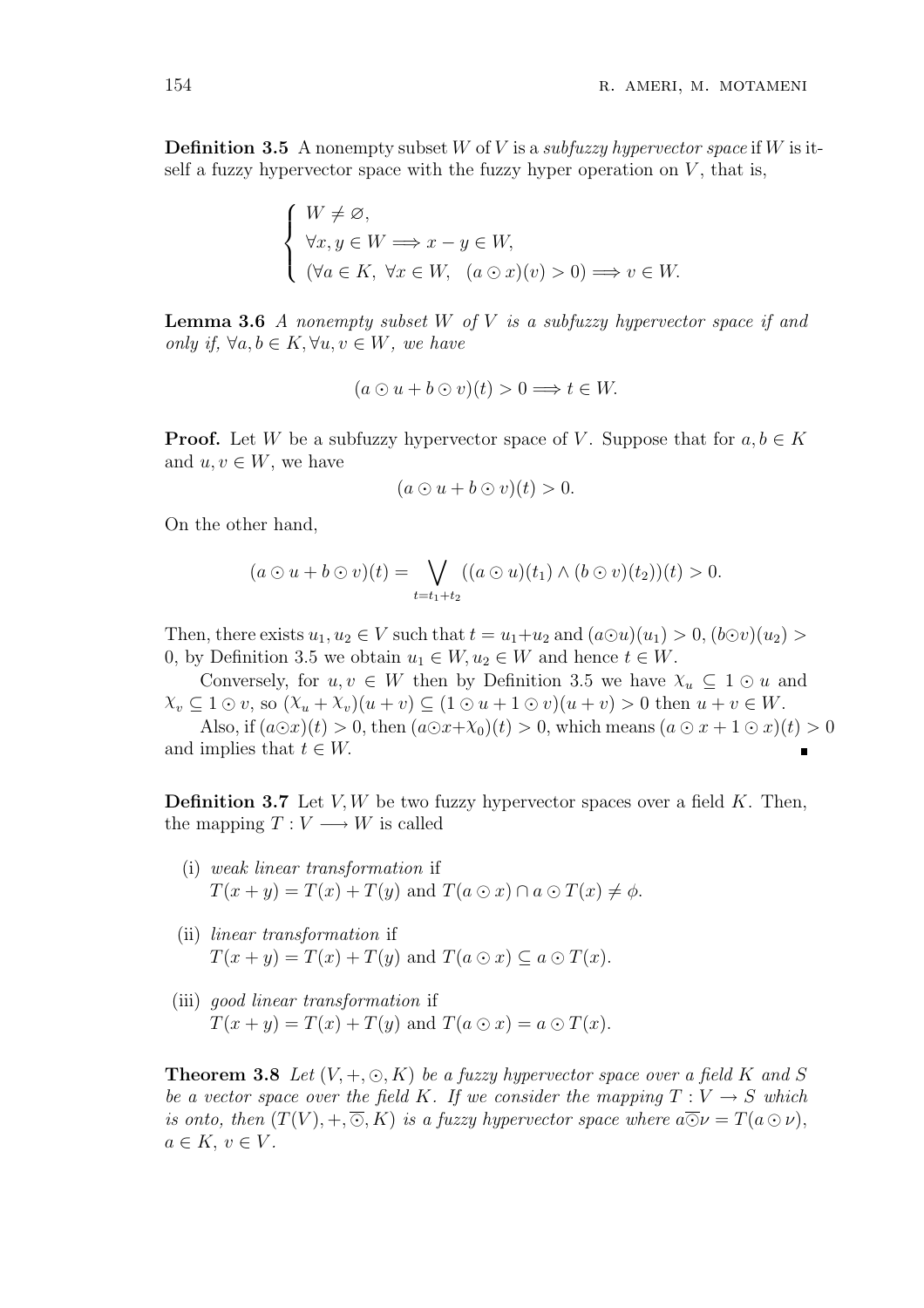**Definition 3.5** A nonempty subset $W$ of $V$ is a *subfuzzy hypervector space* if $W$ is itself a fuzzy hypervector space with the fuzzy hyper operation on $V$, that is,

$$\begin{cases} W \neq \varnothing, \\ \forall x, y \in W \Longrightarrow x - y \in W, \\ (\forall a \in K, \ \forall x \in W, \quad (a \odot x)(v) > 0) \Longrightarrow v \in W. \end{cases}$$

**Lemma 3.6** *A nonempty subset $W$ of $V$ is a subfuzzy hypervector space if and only if, $\forall a, b \in K, \forall u, v \in W$, we have*

$$(a \odot u + b \odot v)(t) > 0 \Longrightarrow t \in W.$$

**Proof.** Let $W$ be a subfuzzy hypervector space of $V$. Suppose that for $a, b \in K$ and $u, v \in W$, we have

$$(a \odot u + b \odot v)(t) > 0.$$

On the other hand,

$$(a \odot u + b \odot v)(t) = \bigvee_{t = t_1 + t_2} ((a \odot u)(t_1) \wedge (b \odot v)(t_2))(t) > 0.$$

Then, there exists $u_1, u_2 \in V$ such that $t = u_1 + u_2$ and $(a \odot u)(u_1) > 0, (b \odot v)(u_2) > 0$, by Definition 3.5 we obtain $u_1 \in W, u_2 \in W$ and hence $t \in W$.

Conversely, for $u, v \in W$ then by Definition 3.5 we have $\chi_u \subseteq 1 \odot u$ and $\chi_v \subseteq 1 \odot v$, so $(\chi_u + \chi_v)(u + v) \subseteq (1 \odot u + 1 \odot v)(u + v) > 0$ then $u + v \in W$.

Also, if $(a \odot x)(t) > 0$, then $(a \odot x + \chi_0)(t) > 0$, which means $(a \odot x + 1 \odot x)(t) > 0$ and implies that $t \in W$. ∎

**Definition 3.7** Let $V, W$ be two fuzzy hypervector spaces over a field $K$. Then, the mapping $T : V \longrightarrow W$ is called

(i) *weak linear transformation* if
$T(x + y) = T(x) + T(y)$ and $T(a \odot x) \cap a \odot T(x) \neq \phi$.

(ii) *linear transformation* if
$T(x + y) = T(x) + T(y)$ and $T(a \odot x) \subseteq a \odot T(x)$.

(iii) *good linear transformation* if
$T(x + y) = T(x) + T(y)$ and $T(a \odot x) = a \odot T(x)$.

**Theorem 3.8** *Let $(V, +, \odot, K)$ be a fuzzy hypervector space over a field $K$ and $S$ be a vector space over the field $K$. If we consider the mapping $T : V \to S$ which is onto, then $(T(V), +, \overline{\odot}, K)$ is a fuzzy hypervector space where $a \overline{\odot} \nu = T(a \odot \nu)$, $a \in K$, $v \in V$.*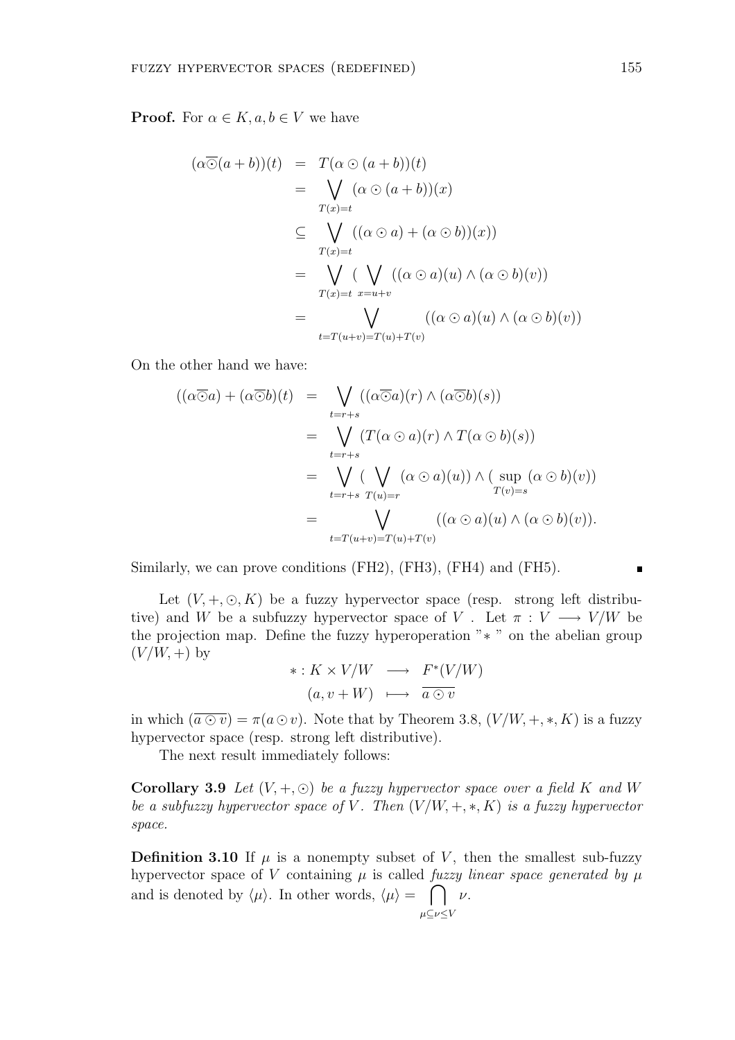**Proof.** For $\alpha \in K, a, b \in V$ we have

$$
\begin{aligned}
(\alpha\overline{\odot}(a+b))(t) &= T(\alpha \odot (a+b))(t) \\
&= \bigvee_{T(x)=t} (\alpha \odot (a+b))(x) \\
&\subseteq \bigvee_{T(x)=t} ((\alpha \odot a) + (\alpha \odot b))(x)) \\
&= \bigvee_{T(x)=t} ( \bigvee_{x=u+v} ((\alpha \odot a)(u) \wedge (\alpha \odot b)(v)) \\
&= \bigvee_{t=T(u+v)=T(u)+T(v)} ((\alpha \odot a)(u) \wedge (\alpha \odot b)(v))
\end{aligned}
$$

On the other hand we have:

$$
\begin{aligned}
((\alpha\overline{\odot}a) + (\alpha\overline{\odot}b)(t) &= \bigvee_{t=r+s} ((\alpha\overline{\odot}a)(r) \wedge (\alpha\overline{\odot}b)(s)) \\
&= \bigvee_{t=r+s} (T(\alpha \odot a)(r) \wedge T(\alpha \odot b)(s)) \\
&= \bigvee_{t=r+s} ( \bigvee_{T(u)=r} (\alpha \odot a)(u)) \wedge ( \sup_{T(v)=s} (\alpha \odot b)(v)) \\
&= \bigvee_{t=T(u+v)=T(u)+T(v)} ((\alpha \odot a)(u) \wedge (\alpha \odot b)(v)).
\end{aligned}
$$

Similarly, we can prove conditions (FH2), (FH3), (FH4) and (FH5). ∎

Let $(V, +, \odot, K)$ be a fuzzy hypervector space (resp. strong left distributive) and $W$ be a subfuzzy hypervector space of $V$. Let $\pi : V \longrightarrow V/W$ be the projection map. Define the fuzzy hyperoperation "$*$" on the abelian group $(V/W, +)$ by

$$
\begin{aligned}
* : K \times V/W &\longrightarrow F^*(V/W) \\
(a, v + W) &\longmapsto \overline{a \odot v}
\end{aligned}
$$

in which $(\overline{a \odot v}) = \pi(a \odot v)$. Note that by Theorem 3.8, $(V/W, +, *, K)$ is a fuzzy hypervector space (resp. strong left distributive).

The next result immediately follows:

**Corollary 3.9** *Let $(V, +, \odot)$ be a fuzzy hypervector space over a field $K$ and $W$ be a subfuzzy hypervector space of $V$. Then $(V/W, +, *, K)$ is a fuzzy hypervector space.*

**Definition 3.10** If $\mu$ is a nonempty subset of $V$, then the smallest sub-fuzzy hypervector space of $V$ containing $\mu$ is called *fuzzy linear space generated by $\mu$* and is denoted by $\langle \mu \rangle$. In other words, $\langle \mu \rangle = \bigcap_{\mu \subseteq \nu \leq V} \nu$.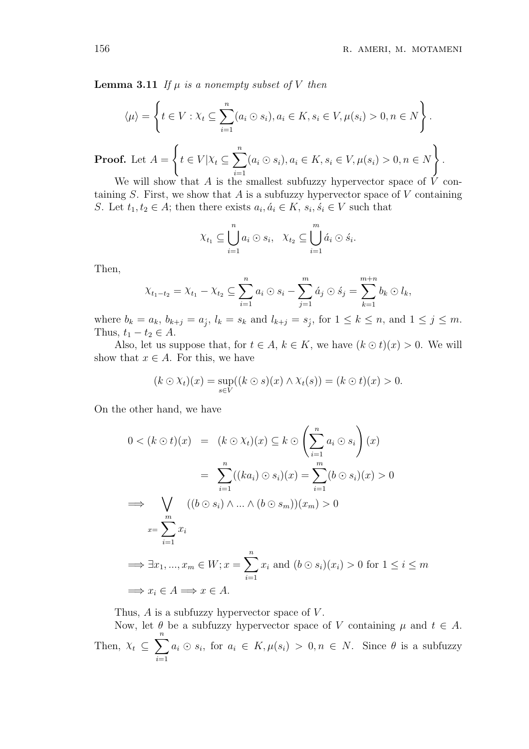**Lemma 3.11** *If $\mu$ is a nonempty subset of $V$ then*

$$\langle \mu \rangle = \left\{ t \in V : \chi_t \subseteq \sum_{i=1}^{n} (a_i \odot s_i), a_i \in K, s_i \in V, \mu(s_i) > 0, n \in N \right\}.$$

**Proof.** Let $A = \left\{ t \in V | \chi_t \subseteq \sum_{i=1}^{n} (a_i \odot s_i), a_i \in K, s_i \in V, \mu(s_i) > 0, n \in N \right\}.$

We will show that $A$ is the smallest subfuzzy hypervector space of $V$ containing $S$. First, we show that $A$ is a subfuzzy hypervector space of $V$ containing $S$. Let $t_1, t_2 \in A$; then there exists $a_i, \acute{a}_i \in K$, $s_i, \acute{s}_i \in V$ such that

$$\chi_{t_1} \subseteq \bigcup_{i=1}^{n} a_i \odot s_i, \quad \chi_{t_2} \subseteq \bigcup_{i=1}^{m} \acute{a}_i \odot \acute{s}_i.$$

Then,

$$\chi_{t_1 - t_2} = \chi_{t_1} - \chi_{t_2} \subseteq \sum_{i=1}^{n} a_i \odot s_i - \sum_{j=1}^{m} \acute{a}_j \odot \acute{s}_j = \sum_{k=1}^{m+n} b_k \odot l_k,$$

where $b_k = a_k$, $b_{k+j} = a_{\acute{j}}$, $l_k = s_k$ and $l_{k+j} = s_{\acute{j}}$, for $1 \leq k \leq n$, and $1 \leq j \leq m$. Thus, $t_1 - t_2 \in A$.

Also, let us suppose that, for $t \in A$, $k \in K$, we have $(k \odot t)(x) > 0$. We will show that $x \in A$. For this, we have

$$(k \odot \chi_t)(x) = \sup_{s \in V} ((k \odot s)(x) \wedge \chi_t(s)) = (k \odot t)(x) > 0.$$

On the other hand, we have

$$\begin{aligned}
0 < (k \odot t)(x) &= (k \odot \chi_t)(x) \subseteq k \odot \left( \sum_{i=1}^{n} a_i \odot s_i \right)(x) \\
&= \sum_{i=1}^{n} ((ka_i) \odot s_i)(x) = \sum_{i=1}^{m} (b \odot s_i)(x) > 0 \\
\Longrightarrow & \bigvee_{x = \sum_{i=1}^{m} x_i} ((b \odot s_i) \wedge ... \wedge (b \odot s_m))(x_m) > 0 \\
\Longrightarrow & \exists x_1, ..., x_m \in W; x = \sum_{i=1}^{n} x_i \text{ and } (b \odot s_i)(x_i) > 0 \text{ for } 1 \leq i \leq m \\
\Longrightarrow & x_i \in A \Longrightarrow x \in A.
\end{aligned}$$

Thus, $A$ is a subfuzzy hypervector space of $V$.

Now, let $\theta$ be a subfuzzy hypervector space of $V$ containing $\mu$ and $t \in A$. Then, $\chi_t \subseteq \sum_{i=1}^{n} a_i \odot s_i$, for $a_i \in K, \mu(s_i) > 0, n \in N$. Since $\theta$ is a subfuzzy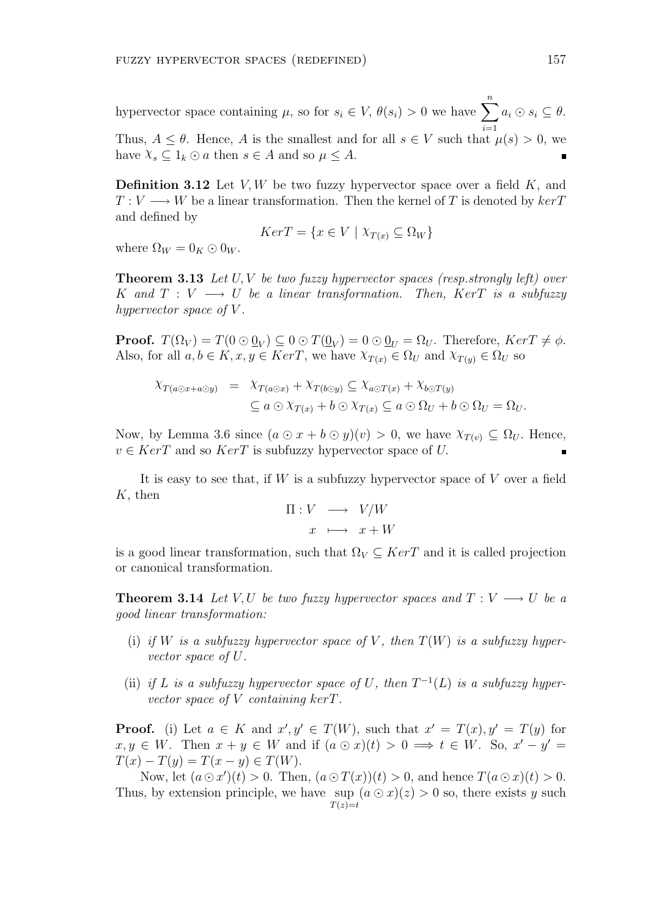hypervector space containing $\mu$, so for $s_i \in V$, $\theta(s_i) > 0$ we have $\sum_{i=1}^{n} a_i \odot s_i \subseteq \theta$. Thus, $A \leq \theta$. Hence, $A$ is the smallest and for all $s \in V$ such that $\mu(s) > 0$, we have $\chi_s \subseteq 1_k \odot a$ then $s \in A$ and so $\mu \leq A$. ∎

**Definition 3.12** Let $V, W$ be two fuzzy hypervector space over a field $K$, and $T : V \longrightarrow W$ be a linear transformation. Then the kernel of $T$ is denoted by $kerT$ and defined by

$$KerT = \{x \in V \mid \chi_{T(x)} \subseteq \Omega_W\}$$

where $\Omega_W = 0_K \odot 0_W$.

**Theorem 3.13** *Let $U, V$ be two fuzzy hypervector spaces (resp.strongly left) over $K$ and $T : V \longrightarrow U$ be a linear transformation. Then, $KerT$ is a subfuzzy hypervector space of $V$.*

**Proof.** $T(\Omega_V) = T(0 \odot \underline{0}_V) \subseteq 0 \odot T(\underline{0}_V) = 0 \odot \underline{0}_U = \Omega_U$. Therefore, $KerT \neq \phi$. Also, for all $a, b \in K, x, y \in KerT$, we have $\chi_{T(x)} \in \Omega_U$ and $\chi_{T(y)} \in \Omega_U$ so

$$\begin{aligned}
\chi_{T(a\odot x + a\odot y)} &= \chi_{T(a\odot x)} + \chi_{T(b\odot y)} \subseteq \chi_{a\odot T(x)} + \chi_{b\odot T(y)} \\
&\subseteq a \odot \chi_{T(x)} + b \odot \chi_{T(x)} \subseteq a \odot \Omega_U + b \odot \Omega_U = \Omega_U.
\end{aligned}$$

Now, by Lemma 3.6 since $(a \odot x + b \odot y)(v) > 0$, we have $\chi_{T(v)} \subseteq \Omega_U$. Hence, $v \in KerT$ and so $KerT$ is subfuzzy hypervector space of $U$. ∎

It is easy to see that, if $W$ is a subfuzzy hypervector space of $V$ over a field $K$, then

$$\begin{aligned}
\Pi : V &\longrightarrow V/W \\
x &\longmapsto x + W
\end{aligned}$$

is a good linear transformation, such that $\Omega_V \subseteq KerT$ and it is called projection or canonical transformation.

**Theorem 3.14** *Let $V, U$ be two fuzzy hypervector spaces and $T : V \longrightarrow U$ be a good linear transformation:*

(i) *if $W$ is a subfuzzy hypervector space of $V$, then $T(W)$ is a subfuzzy hypervector space of $U$.*

(ii) *if $L$ is a subfuzzy hypervector space of $U$, then $T^{-1}(L)$ is a subfuzzy hypervector space of $V$ containing $kerT$.*

**Proof.** (i) Let $a \in K$ and $x', y' \in T(W)$, such that $x' = T(x), y' = T(y)$ for $x, y \in W$. Then $x + y \in W$ and if $(a \odot x)(t) > 0 \Longrightarrow t \in W$. So, $x' - y' = T(x) - T(y) = T(x - y) \in T(W)$.

Now, let $(a \odot x')(t) > 0$. Then, $(a \odot T(x))(t) > 0$, and hence $T(a \odot x)(t) > 0$. Thus, by extension principle, we have $\sup_{T(z)=t} (a \odot x)(z) > 0$ so, there exists $y$ such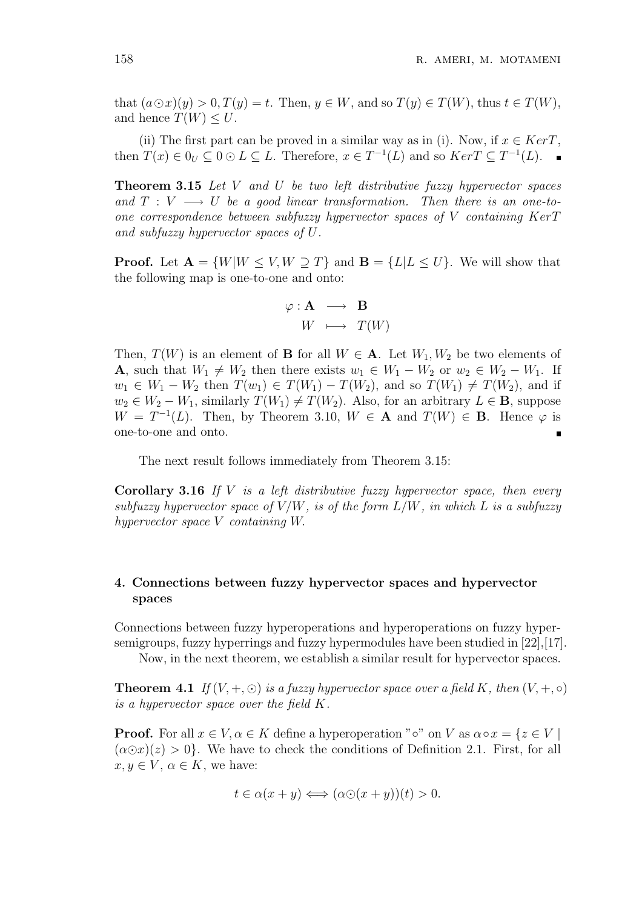that $(a \odot x)(y) > 0, T(y) = t$. Then, $y \in W$, and so $T(y) \in T(W)$, thus $t \in T(W)$, and hence $T(W) \leq U$.

(ii) The first part can be proved in a similar way as in (i). Now, if $x \in KerT$, then $T(x) \in 0_U \subseteq 0 \odot L \subseteq L$. Therefore, $x \in T^{-1}(L)$ and so $KerT \subseteq T^{-1}(L)$. ∎

**Theorem 3.15** *Let $V$ and $U$ be two left distributive fuzzy hypervector spaces and $T : V \longrightarrow U$ be a good linear transformation. Then there is an one-to-one correspondence between subfuzzy hypervector spaces of $V$ containing $KerT$ and subfuzzy hypervector spaces of $U$.*

**Proof.** Let $\mathbf{A} = \{W | W \leq V, W \supseteq T\}$ and $\mathbf{B} = \{L | L \leq U\}$. We will show that the following map is one-to-one and onto:

$$\begin{aligned} \varphi : \mathbf{A} &\longrightarrow \mathbf{B} \\ W &\longmapsto T(W) \end{aligned}$$

Then, $T(W)$ is an element of $\mathbf{B}$ for all $W \in \mathbf{A}$. Let $W_1, W_2$ be two elements of $\mathbf{A}$, such that $W_1 \neq W_2$ then there exists $w_1 \in W_1 - W_2$ or $w_2 \in W_2 - W_1$. If $w_1 \in W_1 - W_2$ then $T(w_1) \in T(W_1) - T(W_2)$, and so $T(W_1) \neq T(W_2)$, and if $w_2 \in W_2 - W_1$, similarly $T(W_1) \neq T(W_2)$. Also, for an arbitrary $L \in \mathbf{B}$, suppose $W = T^{-1}(L)$. Then, by Theorem 3.10, $W \in \mathbf{A}$ and $T(W) \in \mathbf{B}$. Hence $\varphi$ is one-to-one and onto. ∎

The next result follows immediately from Theorem 3.15:

**Corollary 3.16** *If $V$ is a left distributive fuzzy hypervector space, then every subfuzzy hypervector space of $V/W$, is of the form $L/W$, in which $L$ is a subfuzzy hypervector space $V$ containing $W$.*

## 4. Connections between fuzzy hypervector spaces and hypervector spaces

Connections between fuzzy hyperoperations and hyperoperations on fuzzy hypersemigroups, fuzzy hyperrings and fuzzy hypermodules have been studied in [22],[17].

Now, in the next theorem, we establish a similar result for hypervector spaces.

**Theorem 4.1** *If $(V, +, \odot)$ is a fuzzy hypervector space over a field $K$, then $(V, +, \circ)$ is a hypervector space over the field $K$.*

**Proof.** For all $x \in V, \alpha \in K$ define a hyperoperation "$\circ$" on $V$ as $\alpha \circ x = \{z \in V \mid (\alpha \odot x)(z) > 0\}$. We have to check the conditions of Definition 2.1. First, for all $x, y \in V$, $\alpha \in K$, we have:

$$t \in \alpha(x + y) \Longleftrightarrow (\alpha \odot (x + y))(t) > 0.$$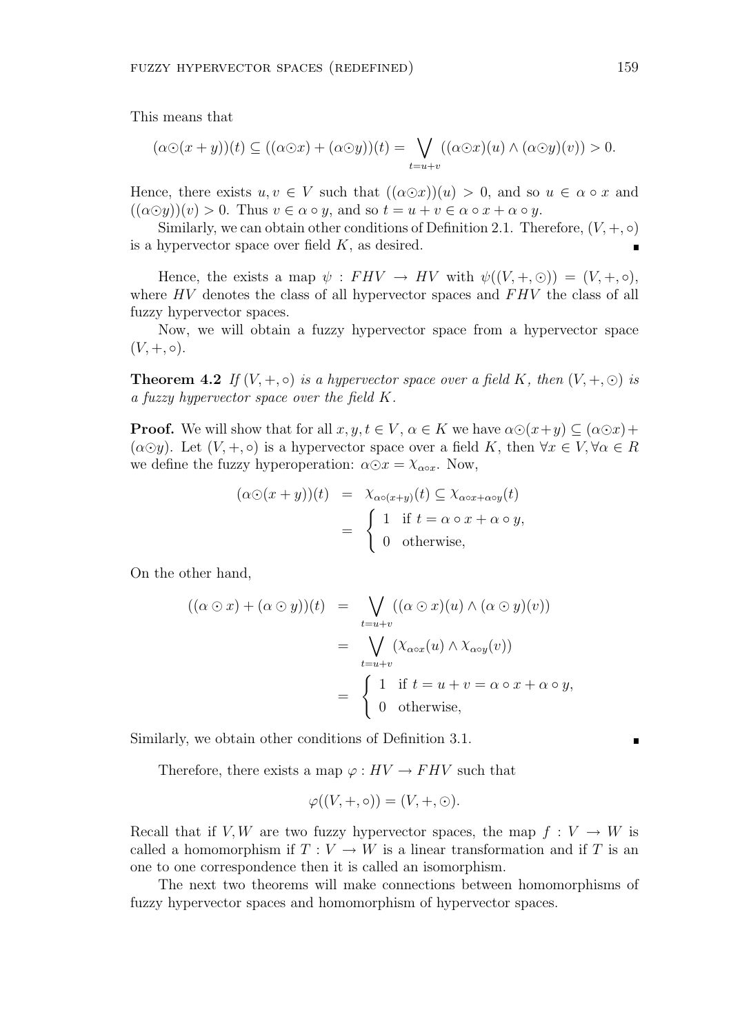This means that

$$(\alpha\odot(x+y))(t) \subseteq ((\alpha\odot x)+(\alpha\odot y))(t) = \bigvee_{t=u+v} ((\alpha\odot x)(u) \wedge (\alpha\odot y)(v)) > 0.$$

Hence, there exists $u, v \in V$ such that $((\alpha\odot x))(u) > 0$, and so $u \in \alpha \circ x$ and $((\alpha\odot y))(v) > 0$. Thus $v \in \alpha \circ y$, and so $t = u + v \in \alpha \circ x + \alpha \circ y$.

Similarly, we can obtain other conditions of Definition 2.1. Therefore, $(V, +, \circ)$ is a hypervector space over field $K$, as desired. ∎

Hence, the exists a map $\psi : FHV \to HV$ with $\psi((V, +, \odot)) = (V, +, \circ)$, where $HV$ denotes the class of all hypervector spaces and $FHV$ the class of all fuzzy hypervector spaces.

Now, we will obtain a fuzzy hypervector space from a hypervector space $(V, +, \circ)$.

**Theorem 4.2** *If $(V, +, \circ)$ is a hypervector space over a field $K$, then $(V, +, \odot)$ is a fuzzy hypervector space over the field $K$.*

**Proof.** We will show that for all $x, y, t \in V$, $\alpha \in K$ we have $\alpha\odot(x+y) \subseteq (\alpha\odot x)+(\alpha\odot y)$. Let $(V, +, \circ)$ is a hypervector space over a field $K$, then $\forall x \in V, \forall \alpha \in R$ we define the fuzzy hyperoperation: $\alpha\odot x = \chi_{\alpha\circ x}$. Now,

$$\begin{aligned}
(\alpha\odot(x+y))(t) &= \chi_{\alpha\circ(x+y)}(t) \subseteq \chi_{\alpha\circ x+\alpha\circ y}(t) \\
&= \begin{cases} 1 & \text{if } t = \alpha \circ x + \alpha \circ y, \\ 0 & \text{otherwise,} \end{cases}
\end{aligned}$$

On the other hand,

$$\begin{aligned}
((\alpha \odot x) + (\alpha \odot y))(t) &= \bigvee_{t=u+v} ((\alpha \odot x)(u) \wedge (\alpha \odot y)(v)) \\
&= \bigvee_{t=u+v} (\chi_{\alpha\circ x}(u) \wedge \chi_{\alpha\circ y}(v)) \\
&= \begin{cases} 1 & \text{if } t = u + v = \alpha \circ x + \alpha \circ y, \\ 0 & \text{otherwise,} \end{cases}
\end{aligned}$$

Similarly, we obtain other conditions of Definition 3.1. ∎

Therefore, there exists a map $\varphi : HV \to FHV$ such that

$$\varphi((V, +, \circ)) = (V, +, \odot).$$

Recall that if $V, W$ are two fuzzy hypervector spaces, the map $f : V \to W$ is called a homomorphism if $T : V \to W$ is a linear transformation and if $T$ is an one to one correspondence then it is called an isomorphism.

The next two theorems will make connections between homomorphisms of fuzzy hypervector spaces and homomorphism of hypervector spaces.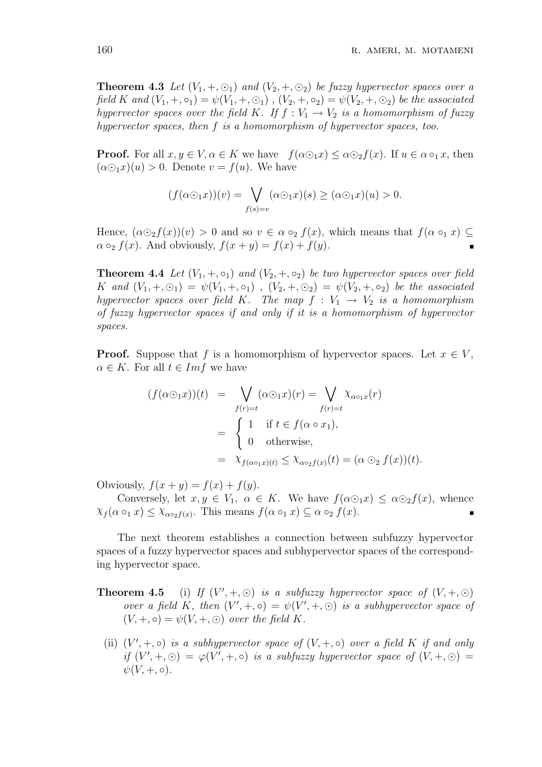**Theorem 4.3** *Let $(V_1, +, \odot_1)$ and $(V_2, +, \odot_2)$ be fuzzy hypervector spaces over a field $K$ and $(V_1, +, \circ_1) = \psi(V_1, +, \odot_1)$ , $(V_2, +, \circ_2) = \psi(V_2, +, \odot_2)$ be the associated hypervector spaces over the field $K$. If $f : V_1 \to V_2$ is a homomorphism of fuzzy hypervector spaces, then $f$ is a homomorphism of hypervector spaces, too.*

**Proof.** For all $x, y \in V, \alpha \in K$ we have $f(\alpha \odot_1 x) \leq \alpha \odot_2 f(x)$. If $u \in \alpha \circ_1 x$, then $(\alpha \odot_1 x)(u) > 0$. Denote $v = f(u)$. We have

$$(f(\alpha \odot_1 x))(v) = \bigvee_{f(s)=v} (\alpha \odot_1 x)(s) \geq (\alpha \odot_1 x)(u) > 0.$$

Hence, $(\alpha \odot_2 f(x))(v) > 0$ and so $v \in \alpha \circ_2 f(x)$, which means that $f(\alpha \circ_1 x) \subseteq \alpha \circ_2 f(x)$. And obviously, $f(x + y) = f(x) + f(y)$. ∎

**Theorem 4.4** *Let $(V_1, +, \circ_1)$ and $(V_2, +, \circ_2)$ be two hypervector spaces over field $K$ and $(V_1, +, \odot_1) = \psi(V_1, +, \circ_1)$ , $(V_2, +, \odot_2) = \psi(V_2, +, \circ_2)$ be the associated hypervector spaces over field $K$. The map $f : V_1 \to V_2$ is a homomorphism of fuzzy hypervector spaces if and only if it is a homomorphism of hypervector spaces.*

**Proof.** Suppose that $f$ is a homomorphism of hypervector spaces. Let $x \in V$, $\alpha \in K$. For all $t \in Imf$ we have

$$\begin{aligned}
(f(\alpha \odot_1 x))(t) &= \bigvee_{f(r)=t} (\alpha \odot_1 x)(r) = \bigvee_{f(r)=t} \chi_{\alpha \circ_1 x}(r) \\
&= \begin{cases} 1 & \text{if } t \in f(\alpha \circ x_1), \\ 0 & \text{otherwise,} \end{cases} \\
&= \chi_{f(\alpha \circ_1 x)(t)} \leq \chi_{\alpha \circ_2 f(x)}(t) = (\alpha \odot_2 f(x))(t).
\end{aligned}$$

Obviously, $f(x + y) = f(x) + f(y)$.

Conversely, let $x, y \in V_1$, $\alpha \in K$. We have $f(\alpha \odot_1 x) \leq \alpha \odot_2 f(x)$, whence $\chi_f(\alpha \circ_1 x) \leq \chi_{\alpha \circ_2 f(x)}$. This means $f(\alpha \circ_1 x) \subseteq \alpha \circ_2 f(x)$. ∎

The next theorem establishes a connection between subfuzzy hypervector spaces of a fuzzy hypervector spaces and subhypervector spaces of the corresponding hypervector space.

**Theorem 4.5** (i) *If $(V', +, \odot)$ is a subfuzzy hypervector space of $(V, +, \odot)$ over a field $K$, then $(V', +, \circ) = \psi(V', +, \odot)$ is a subhypervector space of $(V, +, \circ) = \psi(V, +, \odot)$ over the field $K$.*

(ii) *$(V', +, \circ)$ is a subhypervector space of $(V, +, \circ)$ over a field $K$ if and only if $(V', +, \odot) = \varphi(V', +, \circ)$ is a subfuzzy hypervector space of $(V, +, \odot) = \psi(V, +, \circ)$.*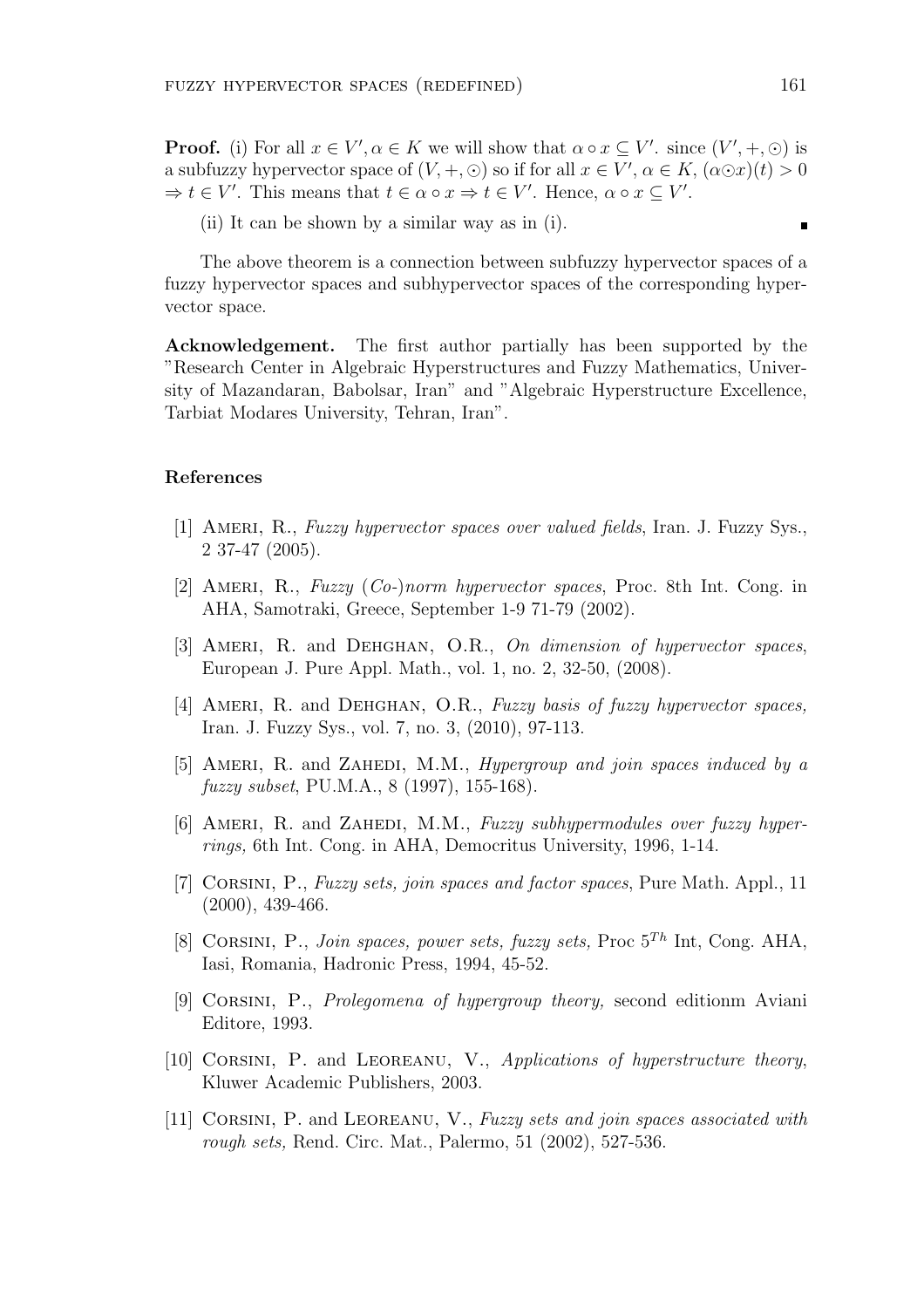**Proof.** (i) For all $x \in V', \alpha \in K$ we will show that $\alpha \circ x \subseteq V'$. since $(V', +, \odot)$ is a subfuzzy hypervector space of $(V, +, \odot)$ so if for all $x \in V'$, $\alpha \in K$, $(\alpha \odot x)(t) > 0$ $\Rightarrow t \in V'$. This means that $t \in \alpha \circ x \Rightarrow t \in V'$. Hence, $\alpha \circ x \subseteq V'$.

(ii) It can be shown by a similar way as in (i). ∎

The above theorem is a connection between subfuzzy hypervector spaces of a fuzzy hypervector spaces and subhypervector spaces of the corresponding hypervector space.

**Acknowledgement.** The first author partially has been supported by the "Research Center in Algebraic Hyperstructures and Fuzzy Mathematics, University of Mazandaran, Babolsar, Iran" and "Algebraic Hyperstructure Excellence, Tarbiat Modares University, Tehran, Iran".

## References

[1] Ameri, R., *Fuzzy hypervector spaces over valued fields*, Iran. J. Fuzzy Sys., 2 37-47 (2005).

[2] Ameri, R., *Fuzzy (Co-)norm hypervector spaces*, Proc. 8th Int. Cong. in AHA, Samotraki, Greece, September 1-9 71-79 (2002).

[3] Ameri, R. and Dehghan, O.R., *On dimension of hypervector spaces*, European J. Pure Appl. Math., vol. 1, no. 2, 32-50, (2008).

[4] Ameri, R. and Dehghan, O.R., *Fuzzy basis of fuzzy hypervector spaces,* Iran. J. Fuzzy Sys., vol. 7, no. 3, (2010), 97-113.

[5] Ameri, R. and Zahedi, M.M., *Hypergroup and join spaces induced by a fuzzy subset*, PU.M.A., 8 (1997), 155-168).

[6] Ameri, R. and Zahedi, M.M., *Fuzzy subhypermodules over fuzzy hyperrings,* 6th Int. Cong. in AHA, Democritus University, 1996, 1-14.

[7] Corsini, P., *Fuzzy sets, join spaces and factor spaces*, Pure Math. Appl., 11 (2000), 439-466.

[8] Corsini, P., *Join spaces, power sets, fuzzy sets,* Proc $5^{Th}$ Int, Cong. AHA, Iasi, Romania, Hadronic Press, 1994, 45-52.

[9] Corsini, P., *Prolegomena of hypergroup theory,* second editionm Aviani Editore, 1993.

[10] Corsini, P. and Leoreanu, V., *Applications of hyperstructure theory*, Kluwer Academic Publishers, 2003.

[11] Corsini, P. and Leoreanu, V., *Fuzzy sets and join spaces associated with rough sets,* Rend. Circ. Mat., Palermo, 51 (2002), 527-536.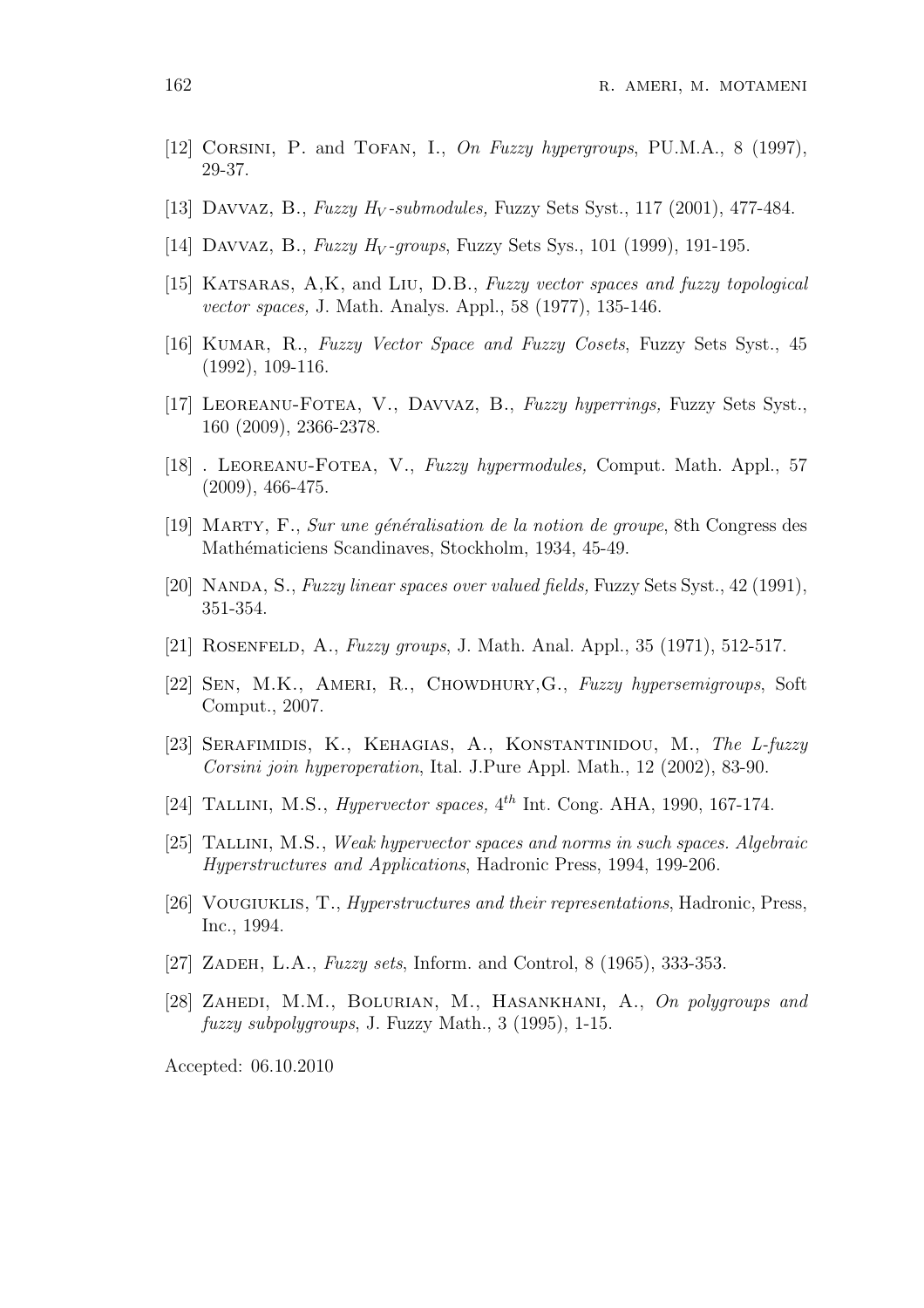[12] Corsini, P. and Tofan, I., *On Fuzzy hypergroups*, PU.M.A., 8 (1997), 29-37.

[13] Davvaz, B., *Fuzzy $H_V$-submodules,* Fuzzy Sets Syst., 117 (2001), 477-484.

[14] Davvaz, B., *Fuzzy $H_V$-groups*, Fuzzy Sets Sys., 101 (1999), 191-195.

[15] Katsaras, A,K, and Liu, D.B., *Fuzzy vector spaces and fuzzy topological vector spaces,* J. Math. Analys. Appl., 58 (1977), 135-146.

[16] Kumar, R., *Fuzzy Vector Space and Fuzzy Cosets*, Fuzzy Sets Syst., 45 (1992), 109-116.

[17] Leoreanu-Fotea, V., Davvaz, B., *Fuzzy hyperrings,* Fuzzy Sets Syst., 160 (2009), 2366-2378.

[18] . Leoreanu-Fotea, V., *Fuzzy hypermodules,* Comput. Math. Appl., 57 (2009), 466-475.

[19] Marty, F., *Sur une généralisation de la notion de groupe*, 8th Congress des Mathématiciens Scandinaves, Stockholm, 1934, 45-49.

[20] Nanda, S., *Fuzzy linear spaces over valued fields,* Fuzzy Sets Syst., 42 (1991), 351-354.

[21] Rosenfeld, A., *Fuzzy groups*, J. Math. Anal. Appl., 35 (1971), 512-517.

[22] Sen, M.K., Ameri, R., Chowdhury,G., *Fuzzy hypersemigroups*, Soft Comput., 2007.

[23] Serafimidis, K., Kehagias, A., Konstantinidou, M., *The L-fuzzy Corsini join hyperoperation*, Ital. J.Pure Appl. Math., 12 (2002), 83-90.

[24] Tallini, M.S., *Hypervector spaces,* $4^{th}$ Int. Cong. AHA, 1990, 167-174.

[25] Tallini, M.S., *Weak hypervector spaces and norms in such spaces. Algebraic Hyperstructures and Applications*, Hadronic Press, 1994, 199-206.

[26] Vougiuklis, T., *Hyperstructures and their representations*, Hadronic, Press, Inc., 1994.

[27] Zadeh, L.A., *Fuzzy sets*, Inform. and Control, 8 (1965), 333-353.

[28] Zahedi, M.M., Bolurian, M., Hasankhani, A., *On polygroups and fuzzy subpolygroups*, J. Fuzzy Math., 3 (1995), 1-15.

Accepted: 06.10.2010